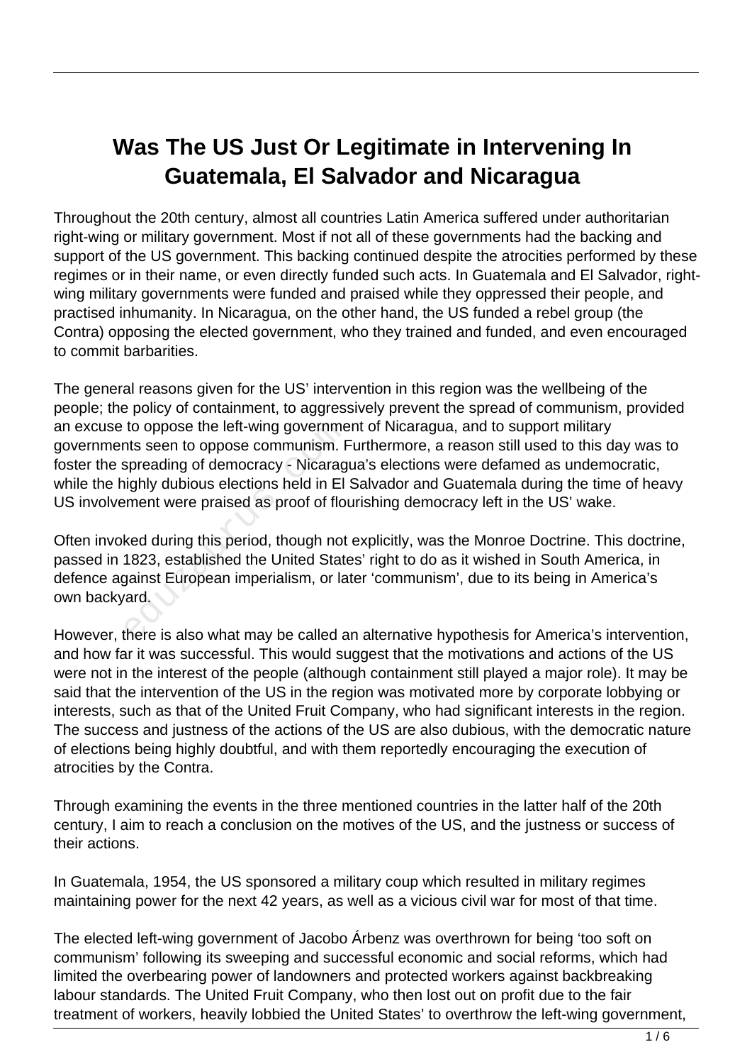# Was The US Just Or Legitimate in Intervening In Guatemala, El Salvador and Nicaragua

Throughout the 20th century, almost all countries Latin America suffered under authoritarian right-wing or military government. Most if not all of these governments had the backing and support of the US government. This backing continued despite the atrocities performed by these regimes or in their name, or even directly funded such acts. In Guatemala and El Salvador, right-wing military governments were funded and praised while they oppressed their people, and practised inhumanity. In Nicaragua, on the other hand, the US funded a rebel group (the Contra) opposing the elected government, who they trained and funded, and even encouraged to commit barbarities.

The general reasons given for the US' intervention in this region was the wellbeing of the people; the policy of containment, to aggressively prevent the spread of communism, provided an excuse to oppose the left-wing government of Nicaragua, and to support military governments seen to oppose communism. Furthermore, a reason still used to this day was to foster the spreading of democracy - Nicaragua's elections were defamed as undemocratic, while the highly dubious elections held in El Salvador and Guatemala during the time of heavy US involvement were praised as proof of flourishing democracy left in the US' wake.

Often invoked during this period, though not explicitly, was the Monroe Doctrine. This doctrine, passed in 1823, established the United States' right to do as it wished in South America, in defence against European imperialism, or later 'communism', due to its being in America's own backyard.

However, there is also what may be called an alternative hypothesis for America's intervention, and how far it was successful. This would suggest that the motivations and actions of the US were not in the interest of the people (although containment still played a major role). It may be said that the intervention of the US in the region was motivated more by corporate lobbying or interests, such as that of the United Fruit Company, who had significant interests in the region. The success and justness of the actions of the US are also dubious, with the democratic nature of elections being highly doubtful, and with them reportedly encouraging the execution of atrocities by the Contra.

Through examining the events in the three mentioned countries in the latter half of the 20th century, I aim to reach a conclusion on the motives of the US, and the justness or success of their actions.

In Guatemala, 1954, the US sponsored a military coup which resulted in military regimes maintaining power for the next 42 years, as well as a vicious civil war for most of that time.

The elected left-wing government of Jacobo Árbenz was overthrown for being 'too soft on communism' following its sweeping and successful economic and social reforms, which had limited the overbearing power of landowners and protected workers against backbreaking labour standards. The United Fruit Company, who then lost out on profit due to the fair treatment of workers, heavily lobbied the United States' to overthrow the left-wing government,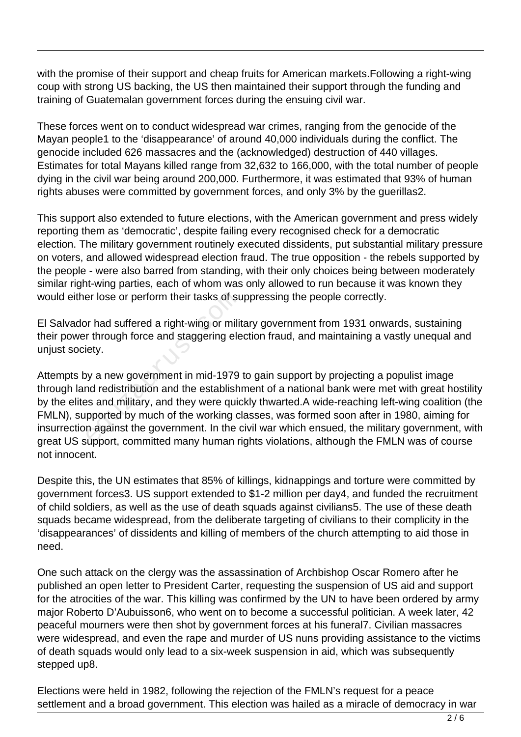with the promise of their support and cheap fruits for American markets.Following a right-wing coup with strong US backing, the US then maintained their support through the funding and training of Guatemalan government forces during the ensuing civil war.

These forces went on to conduct widespread war crimes, ranging from the genocide of the Mayan people[1] to the 'disappearance' of around 40,000 individuals during the conflict. The genocide included 626 massacres and the (acknowledged) destruction of 440 villages. Estimates for total Mayans killed range from 32,632 to 166,000, with the total number of people dying in the civil war being around 200,000. Furthermore, it was estimated that 93% of human rights abuses were committed by government forces, and only 3% by the guerillas[2].

This support also extended to future elections, with the American government and press widely reporting them as 'democratic', despite failing every recognised check for a democratic election. The military government routinely executed dissidents, put substantial military pressure on voters, and allowed widespread election fraud. The true opposition - the rebels supported by the people - were also barred from standing, with their only choices being between moderately similar right-wing parties, each of whom was only allowed to run because it was known they would either lose or perform their tasks of suppressing the people correctly.

El Salvador had suffered a right-wing or military government from 1931 onwards, sustaining their power through force and staggering election fraud, and maintaining a vastly unequal and unjust society.

Attempts by a new government in mid-1979 to gain support by projecting a populist image through land redistribution and the establishment of a national bank were met with great hostility by the elites and military, and they were quickly thwarted.A wide-reaching left-wing coalition (the FMLN), supported by much of the working classes, was formed soon after in 1980, aiming for insurrection against the government. In the civil war which ensued, the military government, with great US support, committed many human rights violations, although the FMLN was of course not innocent.

Despite this, the UN estimates that 85% of killings, kidnappings and torture were committed by government forces[3]. US support extended to $1-2 million per day[4], and funded the recruitment of child soldiers, as well as the use of death squads against civilians[5]. The use of these death squads became widespread, from the deliberate targeting of civilians to their complicity in the 'disappearances' of dissidents and killing of members of the church attempting to aid those in need.

One such attack on the clergy was the assassination of Archbishop Oscar Romero after he published an open letter to President Carter, requesting the suspension of US aid and support for the atrocities of the war. This killing was confirmed by the UN to have been ordered by army major Roberto D'Aubuisson[6], who went on to become a successful politician. A week later, 42 peaceful mourners were then shot by government forces at his funeral[7]. Civilian massacres were widespread, and even the rape and murder of US nuns providing assistance to the victims of death squads would only lead to a six-week suspension in aid, which was subsequently stepped up[8].

Elections were held in 1982, following the rejection of the FMLN's request for a peace settlement and a broad government. This election was hailed as a miracle of democracy in war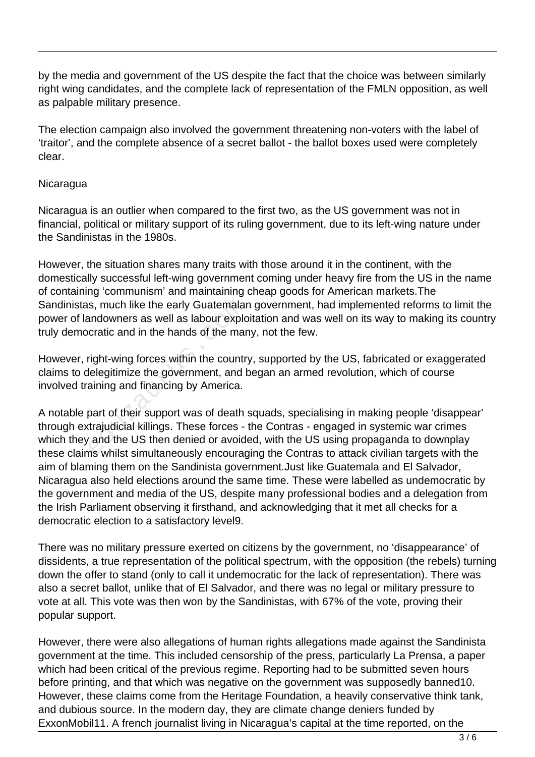by the media and government of the US despite the fact that the choice was between similarly right wing candidates, and the complete lack of representation of the FMLN opposition, as well as palpable military presence.

The election campaign also involved the government threatening non-voters with the label of 'traitor', and the complete absence of a secret ballot - the ballot boxes used were completely clear.

Nicaragua

Nicaragua is an outlier when compared to the first two, as the US government was not in financial, political or military support of its ruling government, due to its left-wing nature under the Sandinistas in the 1980s.

However, the situation shares many traits with those around it in the continent, with the domestically successful left-wing government coming under heavy fire from the US in the name of containing 'communism' and maintaining cheap goods for American markets.The Sandinistas, much like the early Guatemalan government, had implemented reforms to limit the power of landowners as well as labour exploitation and was well on its way to making its country truly democratic and in the hands of the many, not the few.

However, right-wing forces within the country, supported by the US, fabricated or exaggerated claims to delegitimize the government, and began an armed revolution, which of course involved training and financing by America.

A notable part of their support was of death squads, specialising in making people 'disappear' through extrajudicial killings. These forces - the Contras - engaged in systemic war crimes which they and the US then denied or avoided, with the US using propaganda to downplay these claims whilst simultaneously encouraging the Contras to attack civilian targets with the aim of blaming them on the Sandinista government.Just like Guatemala and El Salvador, Nicaragua also held elections around the same time. These were labelled as undemocratic by the government and media of the US, despite many professional bodies and a delegation from the Irish Parliament observing it firsthand, and acknowledging that it met all checks for a democratic election to a satisfactory level9.

There was no military pressure exerted on citizens by the government, no 'disappearance' of dissidents, a true representation of the political spectrum, with the opposition (the rebels) turning down the offer to stand (only to call it undemocratic for the lack of representation). There was also a secret ballot, unlike that of El Salvador, and there was no legal or military pressure to vote at all. This vote was then won by the Sandinistas, with 67% of the vote, proving their popular support.

However, there were also allegations of human rights allegations made against the Sandinista government at the time. This included censorship of the press, particularly La Prensa, a paper which had been critical of the previous regime. Reporting had to be submitted seven hours before printing, and that which was negative on the government was supposedly banned10. However, these claims come from the Heritage Foundation, a heavily conservative think tank, and dubious source. In the modern day, they are climate change deniers funded by ExxonMobil11. A french journalist living in Nicaragua's capital at the time reported, on the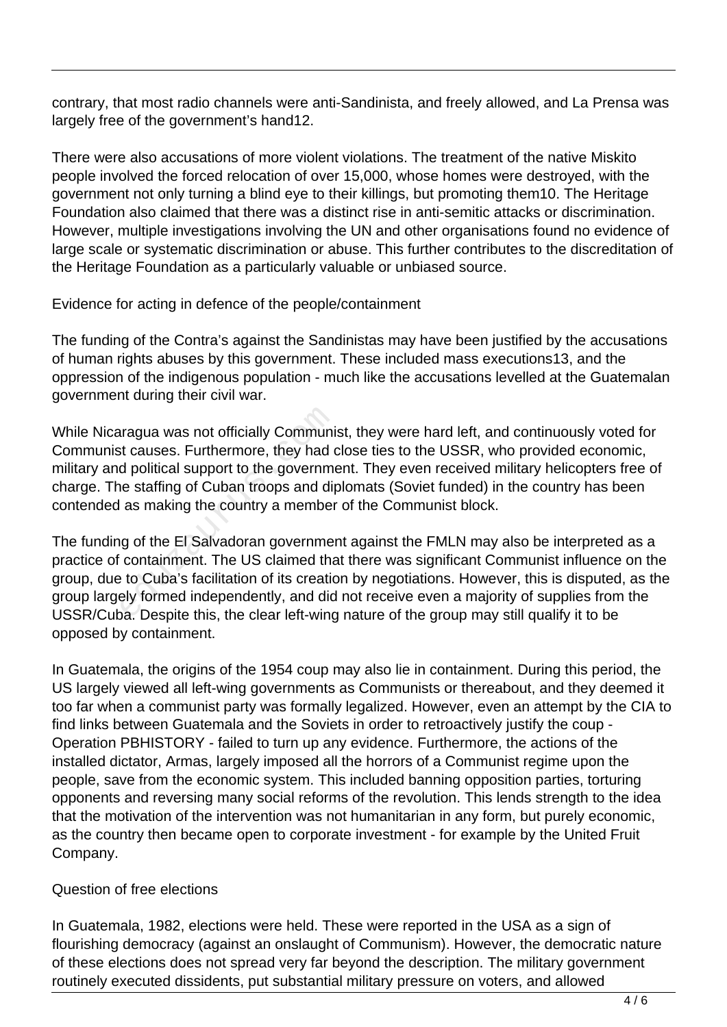contrary, that most radio channels were anti-Sandinista, and freely allowed, and La Prensa was largely free of the government's hand[12].

There were also accusations of more violent violations. The treatment of the native Miskito people involved the forced relocation of over 15,000, whose homes were destroyed, with the government not only turning a blind eye to their killings, but promoting them[10]. The Heritage Foundation also claimed that there was a distinct rise in anti-semitic attacks or discrimination. However, multiple investigations involving the UN and other organisations found no evidence of large scale or systematic discrimination or abuse. This further contributes to the discreditation of the Heritage Foundation as a particularly valuable or unbiased source.

## Evidence for acting in defence of the people/containment

The funding of the Contra's against the Sandinistas may have been justified by the accusations of human rights abuses by this government. These included mass executions[13], and the oppression of the indigenous population - much like the accusations levelled at the Guatemalan government during their civil war.

While Nicaragua was not officially Communist, they were hard left, and continuously voted for Communist causes. Furthermore, they had close ties to the USSR, who provided economic, military and political support to the government. They even received military helicopters free of charge. The staffing of Cuban troops and diplomats (Soviet funded) in the country has been contended as making the country a member of the Communist block.

The funding of the El Salvadoran government against the FMLN may also be interpreted as a practice of containment. The US claimed that there was significant Communist influence on the group, due to Cuba's facilitation of its creation by negotiations. However, this is disputed, as the group largely formed independently, and did not receive even a majority of supplies from the USSR/Cuba. Despite this, the clear left-wing nature of the group may still qualify it to be opposed by containment.

In Guatemala, the origins of the 1954 coup may also lie in containment. During this period, the US largely viewed all left-wing governments as Communists or thereabout, and they deemed it too far when a communist party was formally legalized. However, even an attempt by the CIA to find links between Guatemala and the Soviets in order to retroactively justify the coup - Operation PBHISTORY - failed to turn up any evidence. Furthermore, the actions of the installed dictator, Armas, largely imposed all the horrors of a Communist regime upon the people, save from the economic system. This included banning opposition parties, torturing opponents and reversing many social reforms of the revolution. This lends strength to the idea that the motivation of the intervention was not humanitarian in any form, but purely economic, as the country then became open to corporate investment - for example by the United Fruit Company.

## Question of free elections

In Guatemala, 1982, elections were held. These were reported in the USA as a sign of flourishing democracy (against an onslaught of Communism). However, the democratic nature of these elections does not spread very far beyond the description. The military government routinely executed dissidents, put substantial military pressure on voters, and allowed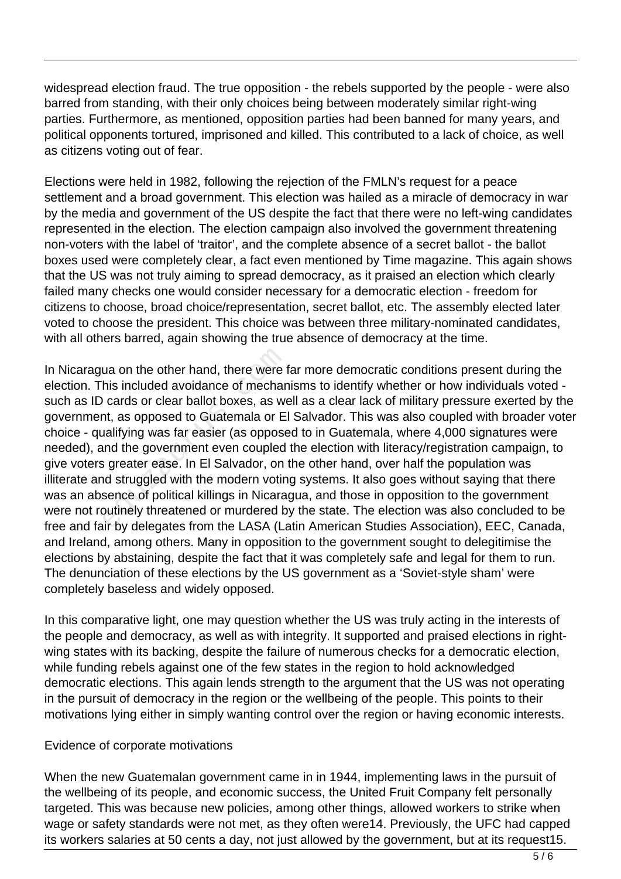widespread election fraud. The true opposition - the rebels supported by the people - were also barred from standing, with their only choices being between moderately similar right-wing parties. Furthermore, as mentioned, opposition parties had been banned for many years, and political opponents tortured, imprisoned and killed. This contributed to a lack of choice, as well as citizens voting out of fear.

Elections were held in 1982, following the rejection of the FMLN's request for a peace settlement and a broad government. This election was hailed as a miracle of democracy in war by the media and government of the US despite the fact that there were no left-wing candidates represented in the election. The election campaign also involved the government threatening non-voters with the label of 'traitor', and the complete absence of a secret ballot - the ballot boxes used were completely clear, a fact even mentioned by Time magazine. This again shows that the US was not truly aiming to spread democracy, as it praised an election which clearly failed many checks one would consider necessary for a democratic election - freedom for citizens to choose, broad choice/representation, secret ballot, etc. The assembly elected later voted to choose the president. This choice was between three military-nominated candidates, with all others barred, again showing the true absence of democracy at the time.

In Nicaragua on the other hand, there were far more democratic conditions present during the election. This included avoidance of mechanisms to identify whether or how individuals voted - such as ID cards or clear ballot boxes, as well as a clear lack of military pressure exerted by the government, as opposed to Guatemala or El Salvador. This was also coupled with broader voter choice - qualifying was far easier (as opposed to in Guatemala, where 4,000 signatures were needed), and the government even coupled the election with literacy/registration campaign, to give voters greater ease. In El Salvador, on the other hand, over half the population was illiterate and struggled with the modern voting systems. It also goes without saying that there was an absence of political killings in Nicaragua, and those in opposition to the government were not routinely threatened or murdered by the state. The election was also concluded to be free and fair by delegates from the LASA (Latin American Studies Association), EEC, Canada, and Ireland, among others. Many in opposition to the government sought to delegitimise the elections by abstaining, despite the fact that it was completely safe and legal for them to run. The denunciation of these elections by the US government as a 'Soviet-style sham' were completely baseless and widely opposed.

In this comparative light, one may question whether the US was truly acting in the interests of the people and democracy, as well as with integrity. It supported and praised elections in right-wing states with its backing, despite the failure of numerous checks for a democratic election, while funding rebels against one of the few states in the region to hold acknowledged democratic elections. This again lends strength to the argument that the US was not operating in the pursuit of democracy in the region or the wellbeing of the people. This points to their motivations lying either in simply wanting control over the region or having economic interests.

Evidence of corporate motivations

When the new Guatemalan government came in in 1944, implementing laws in the pursuit of the wellbeing of its people, and economic success, the United Fruit Company felt personally targeted. This was because new policies, among other things, allowed workers to strike when wage or safety standards were not met, as they often were[14]. Previously, the UFC had capped its workers salaries at 50 cents a day, not just allowed by the government, but at its request[15].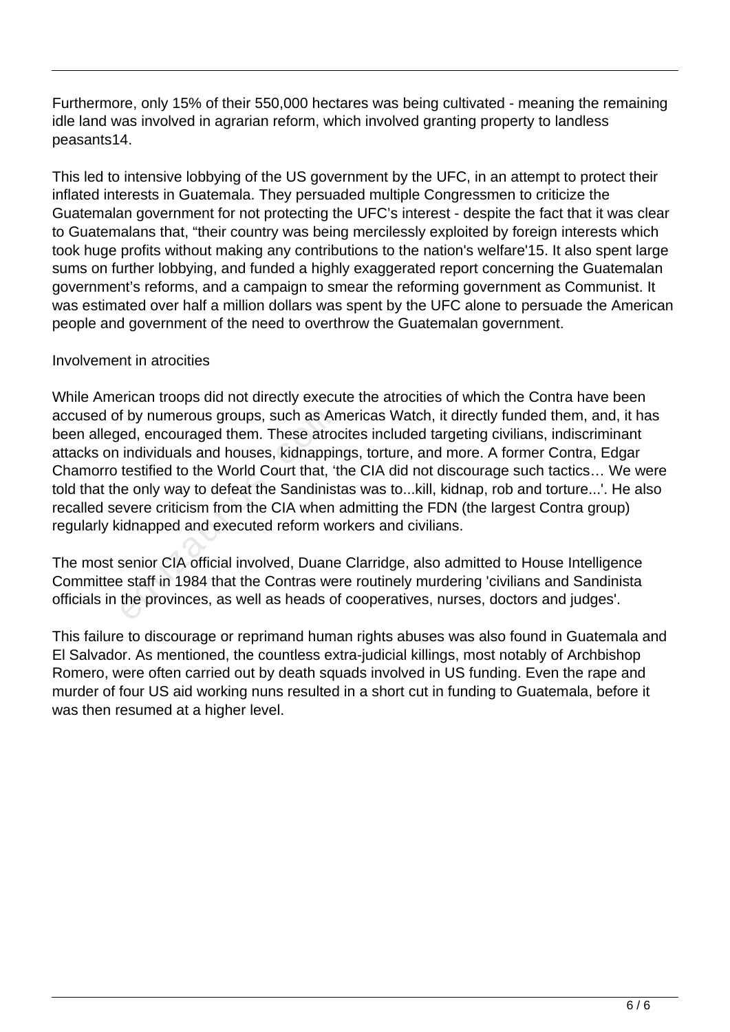Furthermore, only 15% of their 550,000 hectares was being cultivated - meaning the remaining idle land was involved in agrarian reform, which involved granting property to landless peasants14.

This led to intensive lobbying of the US government by the UFC, in an attempt to protect their inflated interests in Guatemala. They persuaded multiple Congressmen to criticize the Guatemalan government for not protecting the UFC's interest - despite the fact that it was clear to Guatemalans that, "their country was being mercilessly exploited by foreign interests which took huge profits without making any contributions to the nation's welfare'15. It also spent large sums on further lobbying, and funded a highly exaggerated report concerning the Guatemalan government's reforms, and a campaign to smear the reforming government as Communist. It was estimated over half a million dollars was spent by the UFC alone to persuade the American people and government of the need to overthrow the Guatemalan government.

Involvement in atrocities

While American troops did not directly execute the atrocities of which the Contra have been accused of by numerous groups, such as Americas Watch, it directly funded them, and, it has been alleged, encouraged them. These atrocites included targeting civilians, indiscriminant attacks on individuals and houses, kidnappings, torture, and more. A former Contra, Edgar Chamorro testified to the World Court that, 'the CIA did not discourage such tactics… We were told that the only way to defeat the Sandinistas was to...kill, kidnap, rob and torture...'. He also recalled severe criticism from the CIA when admitting the FDN (the largest Contra group) regularly kidnapped and executed reform workers and civilians.

The most senior CIA official involved, Duane Clarridge, also admitted to House Intelligence Committee staff in 1984 that the Contras were routinely murdering 'civilians and Sandinista officials in the provinces, as well as heads of cooperatives, nurses, doctors and judges'.

This failure to discourage or reprimand human rights abuses was also found in Guatemala and El Salvador. As mentioned, the countless extra-judicial killings, most notably of Archbishop Romero, were often carried out by death squads involved in US funding. Even the rape and murder of four US aid working nuns resulted in a short cut in funding to Guatemala, before it was then resumed at a higher level.